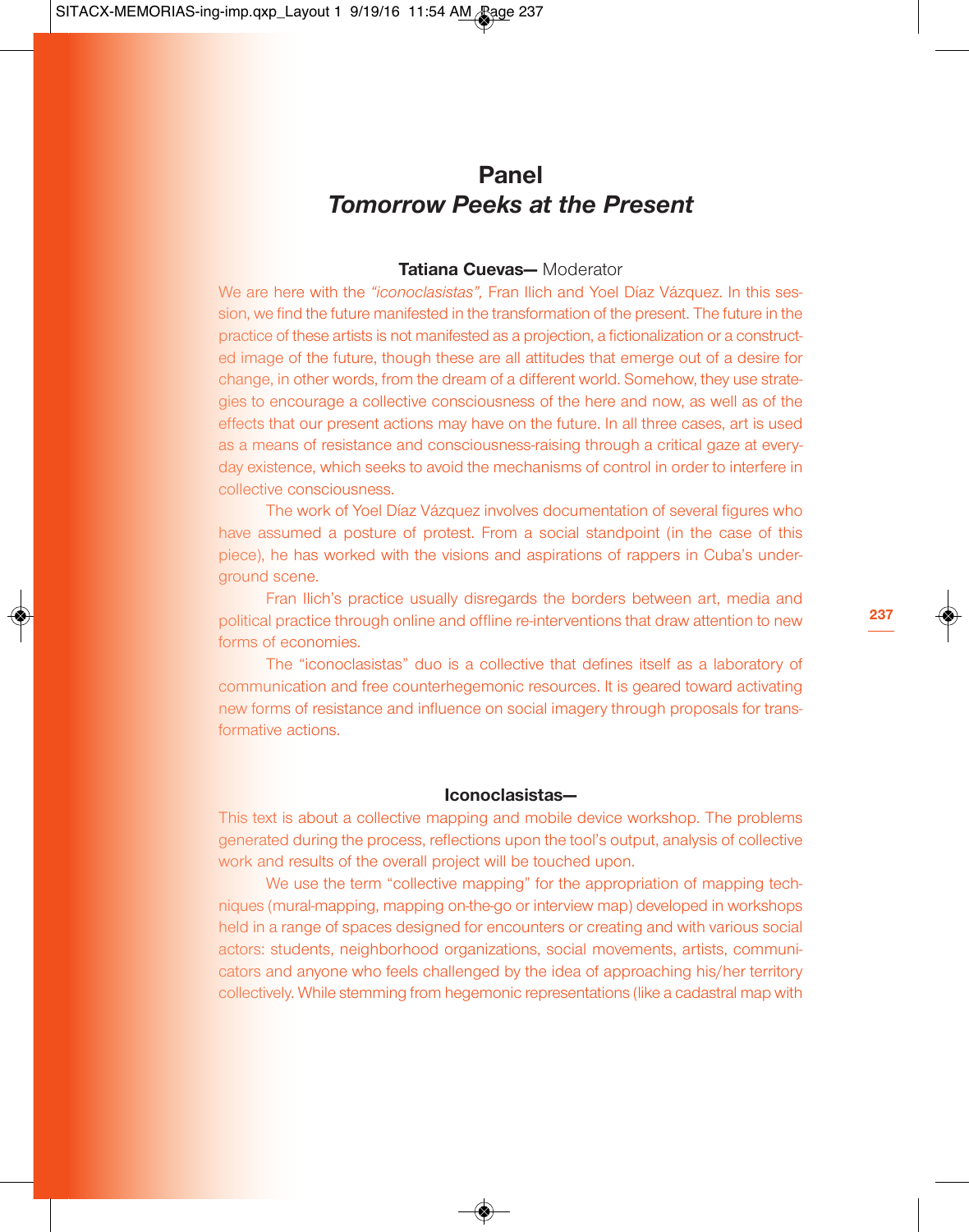# Panel
## *Tomorrow Peeks at the Present*

**Tatiana Cuevas—** Moderator

We are here with the *"iconoclasistas",* Fran Ilich and Yoel Díaz Vázquez. In this session, we find the future manifested in the transformation of the present. The future in the practice of these artists is not manifested as a projection, a fictionalization or a constructed image of the future, though these are all attitudes that emerge out of a desire for change, in other words, from the dream of a different world. Somehow, they use strategies to encourage a collective consciousness of the here and now, as well as of the effects that our present actions may have on the future. In all three cases, art is used as a means of resistance and consciousness-raising through a critical gaze at everyday existence, which seeks to avoid the mechanisms of control in order to interfere in collective consciousness.

The work of Yoel Díaz Vázquez involves documentation of several figures who have assumed a posture of protest. From a social standpoint (in the case of this piece), he has worked with the visions and aspirations of rappers in Cuba's underground scene.

Fran Ilich's practice usually disregards the borders between art, media and political practice through online and offline re-interventions that draw attention to new forms of economies.

The "iconoclasistas" duo is a collective that defines itself as a laboratory of communication and free counterhegemonic resources. It is geared toward activating new forms of resistance and influence on social imagery through proposals for transformative actions.

**Iconoclasistas—**

This text is about a collective mapping and mobile device workshop. The problems generated during the process, reflections upon the tool's output, analysis of collective work and results of the overall project will be touched upon.

We use the term "collective mapping" for the appropriation of mapping techniques (mural-mapping, mapping on-the-go or interview map) developed in workshops held in a range of spaces designed for encounters or creating and with various social actors: students, neighborhood organizations, social movements, artists, communicators and anyone who feels challenged by the idea of approaching his/her territory collectively. While stemming from hegemonic representations (like a cadastral map with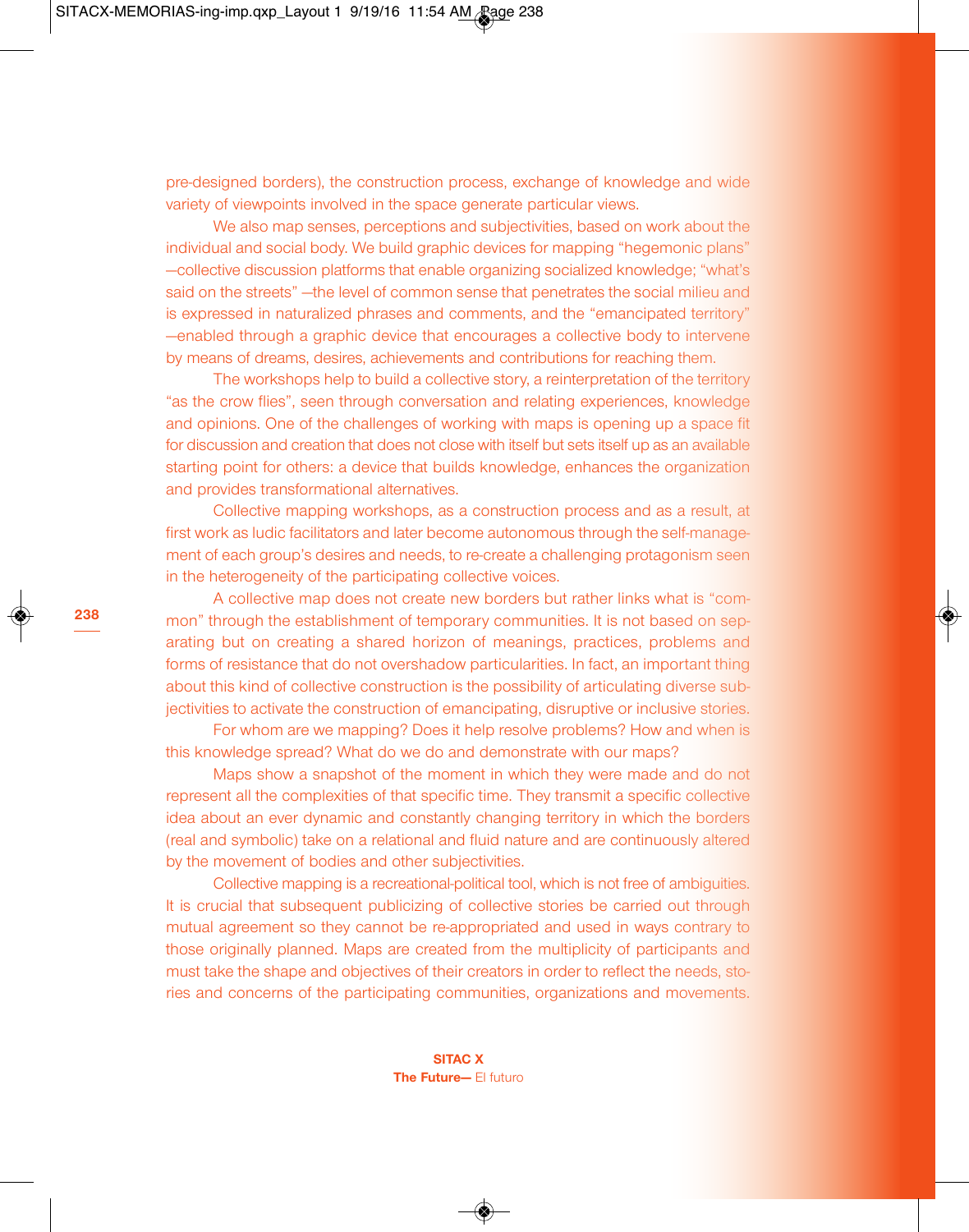pre-designed borders), the construction process, exchange of knowledge and wide variety of viewpoints involved in the space generate particular views.

We also map senses, perceptions and subjectivities, based on work about the individual and social body. We build graphic devices for mapping "hegemonic plans" —collective discussion platforms that enable organizing socialized knowledge; "what's said on the streets" —the level of common sense that penetrates the social milieu and is expressed in naturalized phrases and comments, and the "emancipated territory" —enabled through a graphic device that encourages a collective body to intervene by means of dreams, desires, achievements and contributions for reaching them.

The workshops help to build a collective story, a reinterpretation of the territory "as the crow flies", seen through conversation and relating experiences, knowledge and opinions. One of the challenges of working with maps is opening up a space fit for discussion and creation that does not close with itself but sets itself up as an available starting point for others: a device that builds knowledge, enhances the organization and provides transformational alternatives.

Collective mapping workshops, as a construction process and as a result, at first work as ludic facilitators and later become autonomous through the self-management of each group's desires and needs, to re-create a challenging protagonism seen in the heterogeneity of the participating collective voices.

A collective map does not create new borders but rather links what is "common" through the establishment of temporary communities. It is not based on separating but on creating a shared horizon of meanings, practices, problems and forms of resistance that do not overshadow particularities. In fact, an important thing about this kind of collective construction is the possibility of articulating diverse subjectivities to activate the construction of emancipating, disruptive or inclusive stories.

For whom are we mapping? Does it help resolve problems? How and when is this knowledge spread? What do we do and demonstrate with our maps?

Maps show a snapshot of the moment in which they were made and do not represent all the complexities of that specific time. They transmit a specific collective idea about an ever dynamic and constantly changing territory in which the borders (real and symbolic) take on a relational and fluid nature and are continuously altered by the movement of bodies and other subjectivities.

Collective mapping is a recreational-political tool, which is not free of ambiguities. It is crucial that subsequent publicizing of collective stories be carried out through mutual agreement so they cannot be re-appropriated and used in ways contrary to those originally planned. Maps are created from the multiplicity of participants and must take the shape and objectives of their creators in order to reflect the needs, stories and concerns of the participating communities, organizations and movements.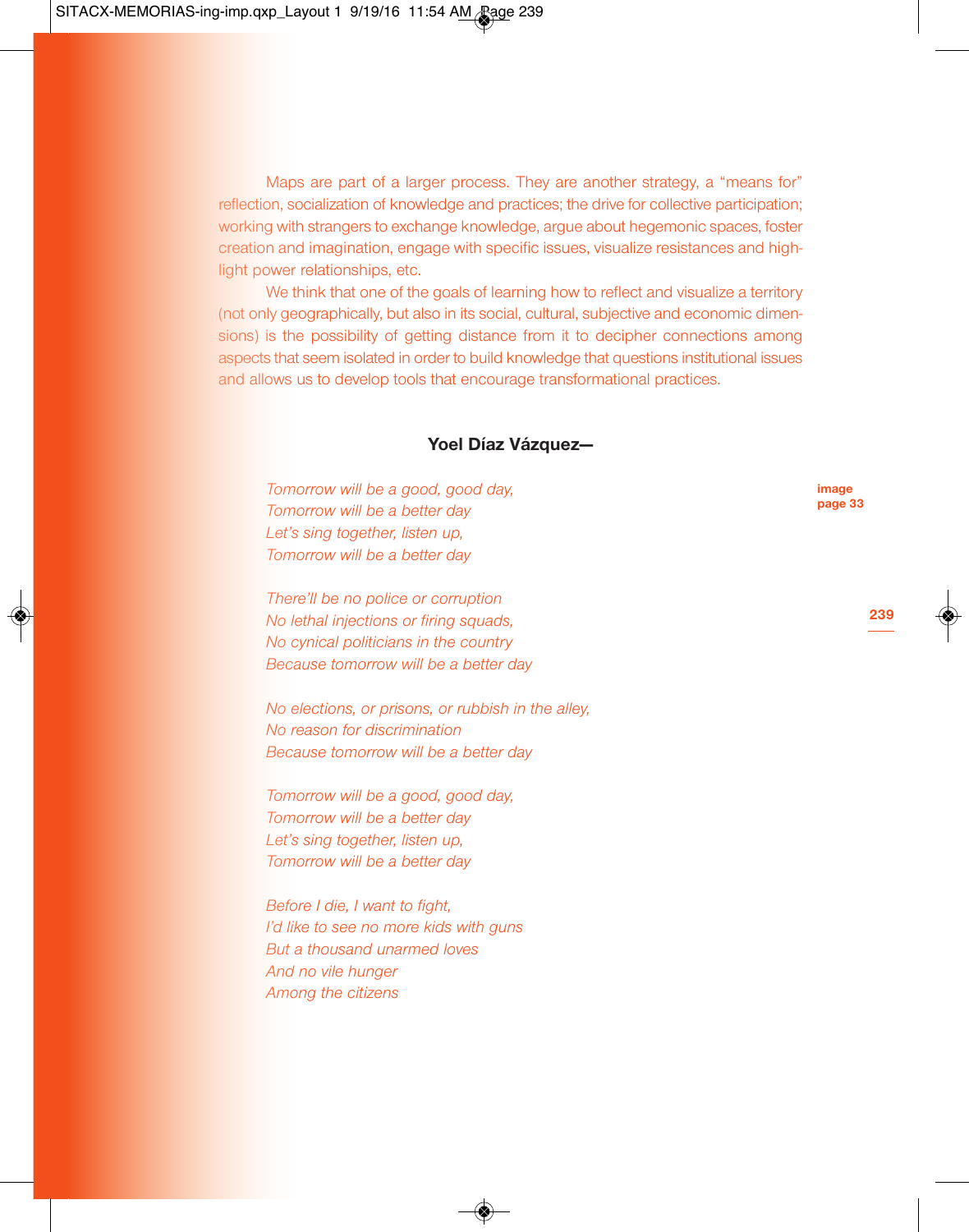Maps are part of a larger process. They are another strategy, a "means for" reflection, socialization of knowledge and practices; the drive for collective participation; working with strangers to exchange knowledge, argue about hegemonic spaces, foster creation and imagination, engage with specific issues, visualize resistances and highlight power relationships, etc.

We think that one of the goals of learning how to reflect and visualize a territory (not only geographically, but also in its social, cultural, subjective and economic dimensions) is the possibility of getting distance from it to decipher connections among aspects that seem isolated in order to build knowledge that questions institutional issues and allows us to develop tools that encourage transformational practices.

**Yoel Díaz Vázquez—**

**image page 33**

*Tomorrow will be a good, good day,*
*Tomorrow will be a better day*
*Let's sing together, listen up,*
*Tomorrow will be a better day*

*There'll be no police or corruption*
*No lethal injections or firing squads,*
*No cynical politicians in the country*
*Because tomorrow will be a better day*

*No elections, or prisons, or rubbish in the alley,*
*No reason for discrimination*
*Because tomorrow will be a better day*

*Tomorrow will be a good, good day,*
*Tomorrow will be a better day*
*Let's sing together, listen up,*
*Tomorrow will be a better day*

*Before I die, I want to fight,*
*I'd like to see no more kids with guns*
*But a thousand unarmed loves*
*And no vile hunger*
*Among the citizens*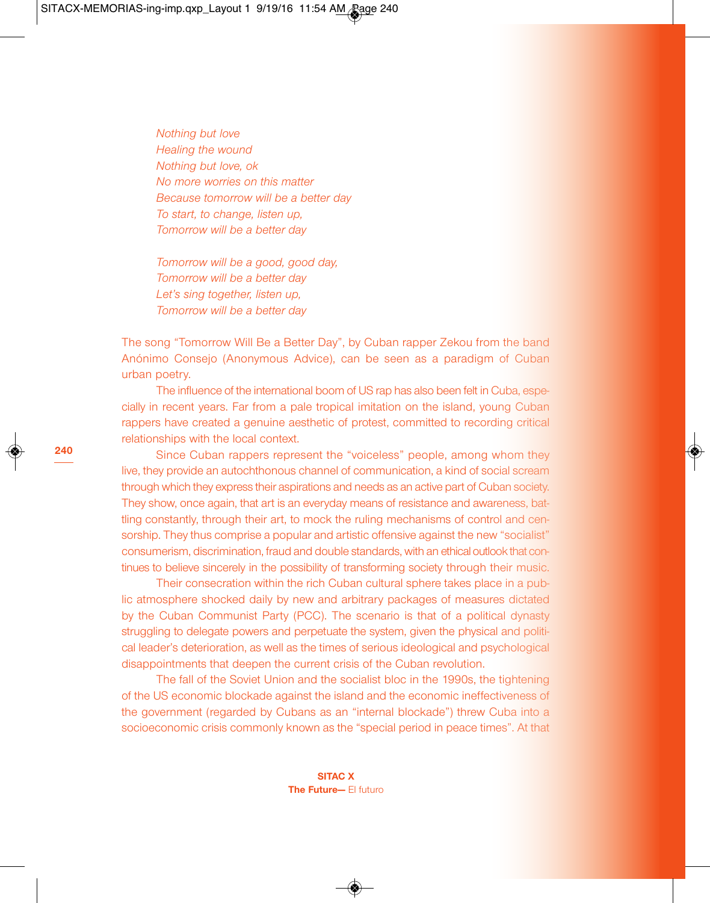*Nothing but love*
*Healing the wound*
*Nothing but love, ok*
*No more worries on this matter*
*Because tomorrow will be a better day*
*To start, to change, listen up,*
*Tomorrow will be a better day*

*Tomorrow will be a good, good day,*
*Tomorrow will be a better day*
*Let's sing together, listen up,*
*Tomorrow will be a better day*

The song "Tomorrow Will Be a Better Day", by Cuban rapper Zekou from the band Anónimo Consejo (Anonymous Advice), can be seen as a paradigm of Cuban urban poetry.

The influence of the international boom of US rap has also been felt in Cuba, especially in recent years. Far from a pale tropical imitation on the island, young Cuban rappers have created a genuine aesthetic of protest, committed to recording critical relationships with the local context.

Since Cuban rappers represent the "voiceless" people, among whom they live, they provide an autochthonous channel of communication, a kind of social scream through which they express their aspirations and needs as an active part of Cuban society. They show, once again, that art is an everyday means of resistance and awareness, battling constantly, through their art, to mock the ruling mechanisms of control and censorship. They thus comprise a popular and artistic offensive against the new "socialist" consumerism, discrimination, fraud and double standards, with an ethical outlook that continues to believe sincerely in the possibility of transforming society through their music.

Their consecration within the rich Cuban cultural sphere takes place in a public atmosphere shocked daily by new and arbitrary packages of measures dictated by the Cuban Communist Party (PCC). The scenario is that of a political dynasty struggling to delegate powers and perpetuate the system, given the physical and political leader's deterioration, as well as the times of serious ideological and psychological disappointments that deepen the current crisis of the Cuban revolution.

The fall of the Soviet Union and the socialist bloc in the 1990s, the tightening of the US economic blockade against the island and the economic ineffectiveness of the government (regarded by Cubans as an "internal blockade") threw Cuba into a socioeconomic crisis commonly known as the "special period in peace times". At that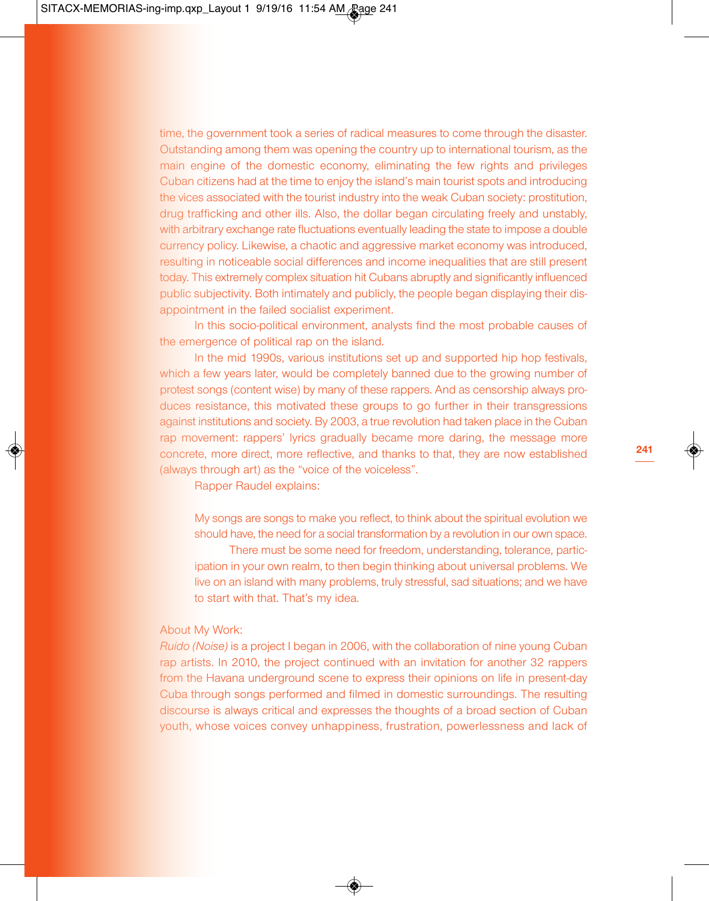time, the government took a series of radical measures to come through the disaster. Outstanding among them was opening the country up to international tourism, as the main engine of the domestic economy, eliminating the few rights and privileges Cuban citizens had at the time to enjoy the island's main tourist spots and introducing the vices associated with the tourist industry into the weak Cuban society: prostitution, drug trafficking and other ills. Also, the dollar began circulating freely and unstably, with arbitrary exchange rate fluctuations eventually leading the state to impose a double currency policy. Likewise, a chaotic and aggressive market economy was introduced, resulting in noticeable social differences and income inequalities that are still present today. This extremely complex situation hit Cubans abruptly and significantly influenced public subjectivity. Both intimately and publicly, the people began displaying their disappointment in the failed socialist experiment.

In this socio-political environment, analysts find the most probable causes of the emergence of political rap on the island.

In the mid 1990s, various institutions set up and supported hip hop festivals, which a few years later, would be completely banned due to the growing number of protest songs (content wise) by many of these rappers. And as censorship always produces resistance, this motivated these groups to go further in their transgressions against institutions and society. By 2003, a true revolution had taken place in the Cuban rap movement: rappers' lyrics gradually became more daring, the message more concrete, more direct, more reflective, and thanks to that, they are now established (always through art) as the "voice of the voiceless".

Rapper Raudel explains:

> My songs are songs to make you reflect, to think about the spiritual evolution we should have, the need for a social transformation by a revolution in our own space.
>
> There must be some need for freedom, understanding, tolerance, participation in your own realm, to then begin thinking about universal problems. We live on an island with many problems, truly stressful, sad situations; and we have to start with that. That's my idea.

About My Work:

*Ruido (Noise)* is a project I began in 2006, with the collaboration of nine young Cuban rap artists. In 2010, the project continued with an invitation for another 32 rappers from the Havana underground scene to express their opinions on life in present-day Cuba through songs performed and filmed in domestic surroundings. The resulting discourse is always critical and expresses the thoughts of a broad section of Cuban youth, whose voices convey unhappiness, frustration, powerlessness and lack of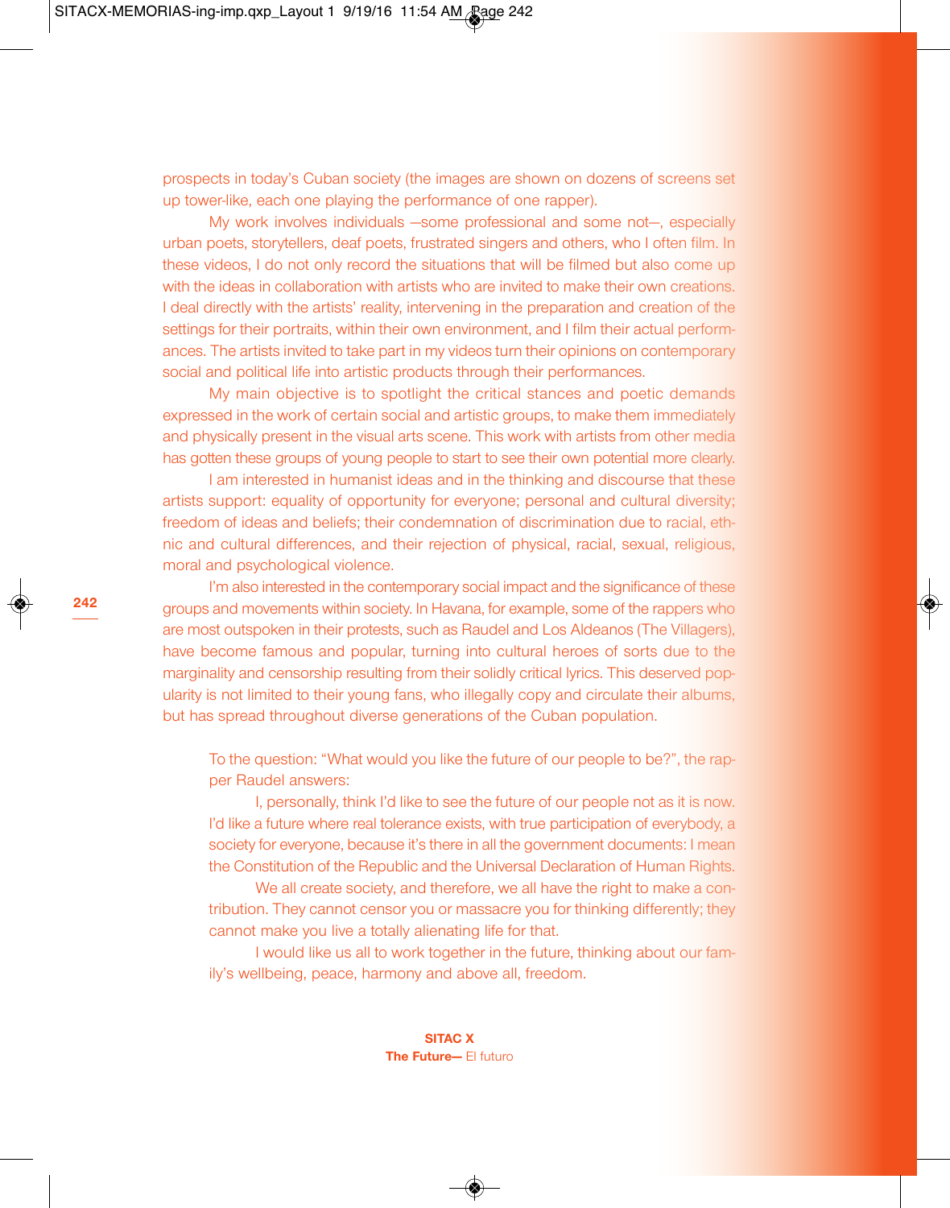prospects in today's Cuban society (the images are shown on dozens of screens set up tower-like, each one playing the performance of one rapper).

My work involves individuals –some professional and some not–, especially urban poets, storytellers, deaf poets, frustrated singers and others, who I often film. In these videos, I do not only record the situations that will be filmed but also come up with the ideas in collaboration with artists who are invited to make their own creations. I deal directly with the artists' reality, intervening in the preparation and creation of the settings for their portraits, within their own environment, and I film their actual performances. The artists invited to take part in my videos turn their opinions on contemporary social and political life into artistic products through their performances.

My main objective is to spotlight the critical stances and poetic demands expressed in the work of certain social and artistic groups, to make them immediately and physically present in the visual arts scene. This work with artists from other media has gotten these groups of young people to start to see their own potential more clearly.

I am interested in humanist ideas and in the thinking and discourse that these artists support: equality of opportunity for everyone; personal and cultural diversity; freedom of ideas and beliefs; their condemnation of discrimination due to racial, ethnic and cultural differences, and their rejection of physical, racial, sexual, religious, moral and psychological violence.

I'm also interested in the contemporary social impact and the significance of these groups and movements within society. In Havana, for example, some of the rappers who are most outspoken in their protests, such as Raudel and Los Aldeanos (The Villagers), have become famous and popular, turning into cultural heroes of sorts due to the marginality and censorship resulting from their solidly critical lyrics. This deserved popularity is not limited to their young fans, who illegally copy and circulate their albums, but has spread throughout diverse generations of the Cuban population.

> To the question: "What would you like the future of our people to be?", the rapper Raudel answers:
>
> I, personally, think I'd like to see the future of our people not as it is now. I'd like a future where real tolerance exists, with true participation of everybody, a society for everyone, because it's there in all the government documents: I mean the Constitution of the Republic and the Universal Declaration of Human Rights.
>
> We all create society, and therefore, we all have the right to make a contribution. They cannot censor you or massacre you for thinking differently; they cannot make you live a totally alienating life for that.
>
> I would like us all to work together in the future, thinking about our family's wellbeing, peace, harmony and above all, freedom.